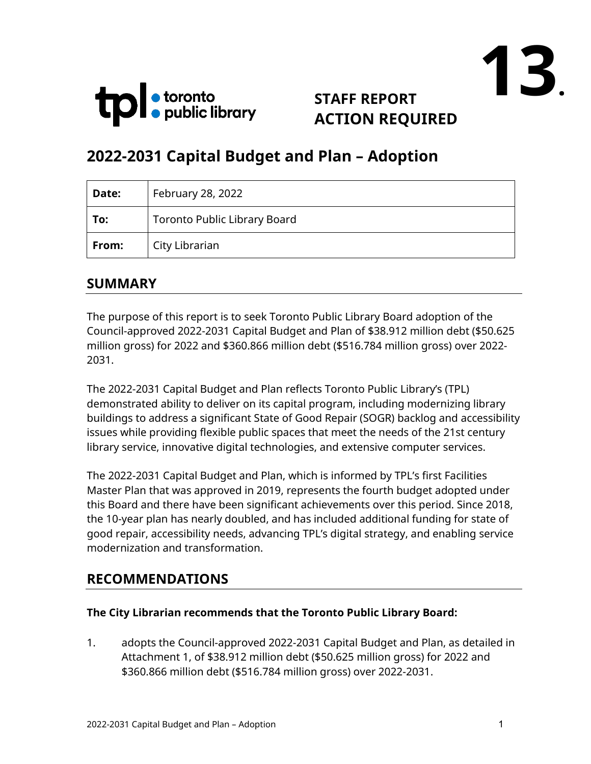13.

**STAFF REPORT**
**ACTION REQUIRED**

# 2022-2031 Capital Budget and Plan – Adoption

| **Date:** | February 28, 2022 |
|---|---|
| **To:** | Toronto Public Library Board |
| **From:** | City Librarian |

## SUMMARY

The purpose of this report is to seek Toronto Public Library Board adoption of the Council-approved 2022-2031 Capital Budget and Plan of $38.912 million debt ($50.625 million gross) for 2022 and $360.866 million debt ($516.784 million gross) over 2022-2031.

The 2022-2031 Capital Budget and Plan reflects Toronto Public Library's (TPL) demonstrated ability to deliver on its capital program, including modernizing library buildings to address a significant State of Good Repair (SOGR) backlog and accessibility issues while providing flexible public spaces that meet the needs of the 21st century library service, innovative digital technologies, and extensive computer services.

The 2022-2031 Capital Budget and Plan, which is informed by TPL's first Facilities Master Plan that was approved in 2019, represents the fourth budget adopted under this Board and there have been significant achievements over this period. Since 2018, the 10-year plan has nearly doubled, and has included additional funding for state of good repair, accessibility needs, advancing TPL's digital strategy, and enabling service modernization and transformation.

## RECOMMENDATIONS

**The City Librarian recommends that the Toronto Public Library Board:**

1. adopts the Council-approved 2022-2031 Capital Budget and Plan, as detailed in Attachment 1, of $38.912 million debt ($50.625 million gross) for 2022 and $360.866 million debt ($516.784 million gross) over 2022-2031.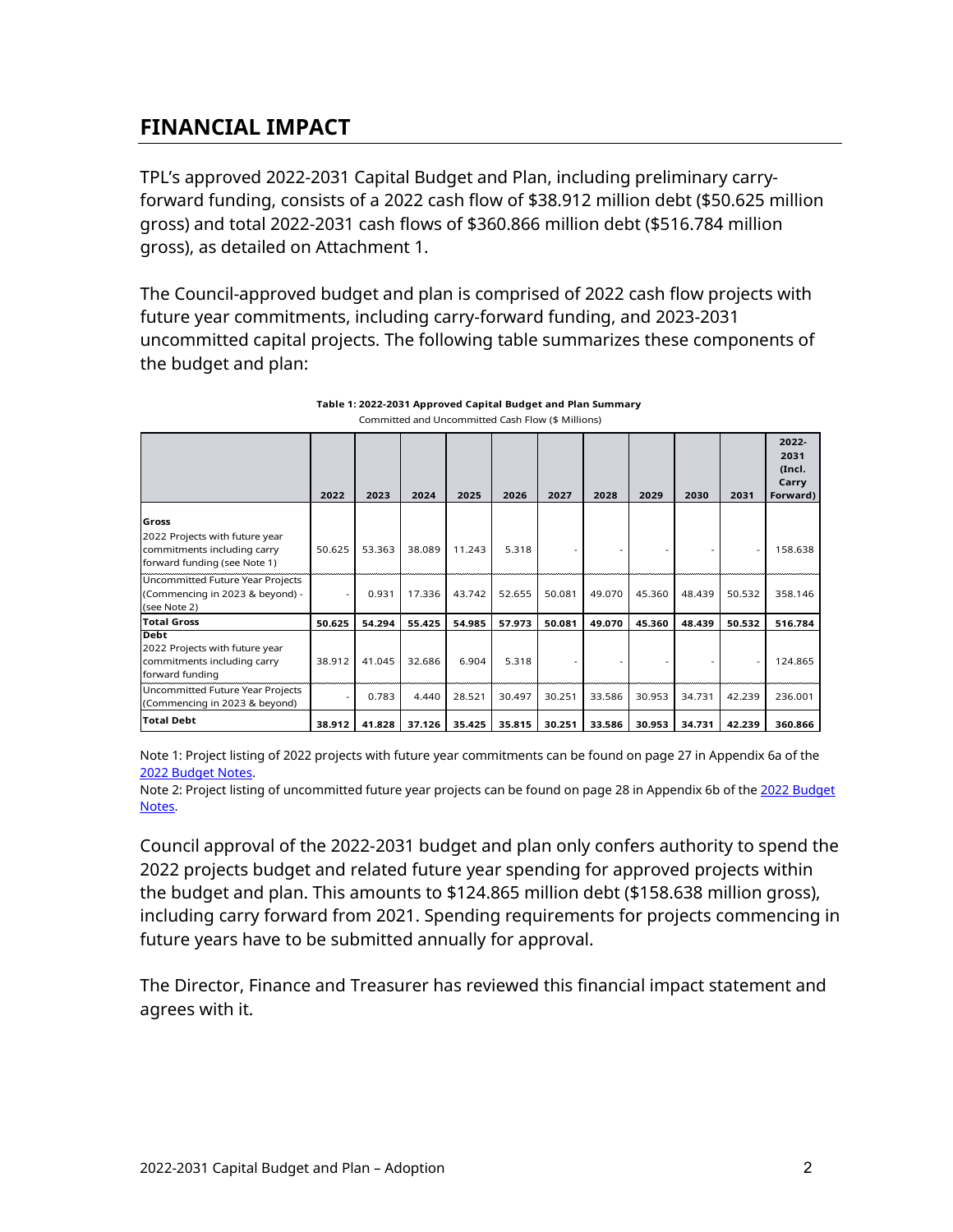## FINANCIAL IMPACT

TPL's approved 2022-2031 Capital Budget and Plan, including preliminary carry-forward funding, consists of a 2022 cash flow of $38.912 million debt ($50.625 million gross) and total 2022-2031 cash flows of $360.866 million debt ($516.784 million gross), as detailed on Attachment 1.

The Council-approved budget and plan is comprised of 2022 cash flow projects with future year commitments, including carry-forward funding, and 2023-2031 uncommitted capital projects. The following table summarizes these components of the budget and plan:

**Table 1: 2022-2031 Approved Capital Budget and Plan Summary**

Committed and Uncommitted Cash Flow ($ Millions)

| | 2022 | 2023 | 2024 | 2025 | 2026 | 2027 | 2028 | 2029 | 2030 | 2031 | 2022-2031 (Incl. Carry Forward) |
|---|---|---|---|---|---|---|---|---|---|---|---|
| **Gross**<br>2022 Projects with future year commitments including carry forward funding (see Note 1) | 50.625 | 53.363 | 38.089 | 11.243 | 5.318 | - | - | - | - | - | 158.638 |
| Uncommitted Future Year Projects (Commencing in 2023 & beyond) - (see Note 2) | - | 0.931 | 17.336 | 43.742 | 52.655 | 50.081 | 49.070 | 45.360 | 48.439 | 50.532 | 358.146 |
| **Total Gross** | **50.625** | **54.294** | **55.425** | **54.985** | **57.973** | **50.081** | **49.070** | **45.360** | **48.439** | **50.532** | **516.784** |
| **Debt**<br>2022 Projects with future year commitments including carry forward funding | 38.912 | 41.045 | 32.686 | 6.904 | 5.318 | - | - | - | - | - | 124.865 |
| Uncommitted Future Year Projects (Commencing in 2023 & beyond) | - | 0.783 | 4.440 | 28.521 | 30.497 | 30.251 | 33.586 | 30.953 | 34.731 | 42.239 | 236.001 |
| **Total Debt** | **38.912** | **41.828** | **37.126** | **35.425** | **35.815** | **30.251** | **33.586** | **30.953** | **34.731** | **42.239** | **360.866** |

Note 1: Project listing of 2022 projects with future year commitments can be found on page 27 in Appendix 6a of the 2022 Budget Notes.

Note 2: Project listing of uncommitted future year projects can be found on page 28 in Appendix 6b of the 2022 Budget Notes.

Council approval of the 2022-2031 budget and plan only confers authority to spend the 2022 projects budget and related future year spending for approved projects within the budget and plan. This amounts to $124.865 million debt ($158.638 million gross), including carry forward from 2021. Spending requirements for projects commencing in future years have to be submitted annually for approval.

The Director, Finance and Treasurer has reviewed this financial impact statement and agrees with it.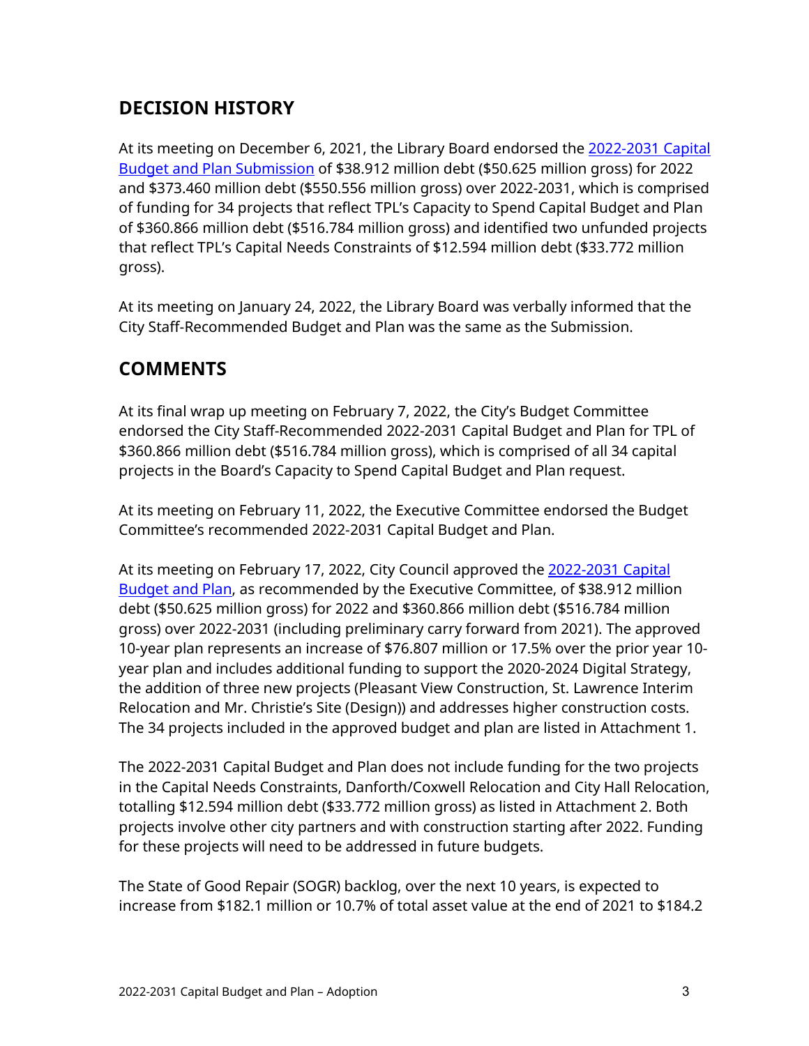## DECISION HISTORY

At its meeting on December 6, 2021, the Library Board endorsed the [2022-2031 Capital Budget and Plan Submission]() of $38.912 million debt ($50.625 million gross) for 2022 and $373.460 million debt ($550.556 million gross) over 2022-2031, which is comprised of funding for 34 projects that reflect TPL's Capacity to Spend Capital Budget and Plan of $360.866 million debt ($516.784 million gross) and identified two unfunded projects that reflect TPL's Capital Needs Constraints of $12.594 million debt ($33.772 million gross).

At its meeting on January 24, 2022, the Library Board was verbally informed that the City Staff-Recommended Budget and Plan was the same as the Submission.

## COMMENTS

At its final wrap up meeting on February 7, 2022, the City's Budget Committee endorsed the City Staff-Recommended 2022-2031 Capital Budget and Plan for TPL of $360.866 million debt ($516.784 million gross), which is comprised of all 34 capital projects in the Board's Capacity to Spend Capital Budget and Plan request.

At its meeting on February 11, 2022, the Executive Committee endorsed the Budget Committee's recommended 2022-2031 Capital Budget and Plan.

At its meeting on February 17, 2022, City Council approved the [2022-2031 Capital Budget and Plan](), as recommended by the Executive Committee, of $38.912 million debt ($50.625 million gross) for 2022 and $360.866 million debt ($516.784 million gross) over 2022-2031 (including preliminary carry forward from 2021). The approved 10-year plan represents an increase of $76.807 million or 17.5% over the prior year 10-year plan and includes additional funding to support the 2020-2024 Digital Strategy, the addition of three new projects (Pleasant View Construction, St. Lawrence Interim Relocation and Mr. Christie's Site (Design)) and addresses higher construction costs. The 34 projects included in the approved budget and plan are listed in Attachment 1.

The 2022-2031 Capital Budget and Plan does not include funding for the two projects in the Capital Needs Constraints, Danforth/Coxwell Relocation and City Hall Relocation, totalling $12.594 million debt ($33.772 million gross) as listed in Attachment 2. Both projects involve other city partners and with construction starting after 2022. Funding for these projects will need to be addressed in future budgets.

The State of Good Repair (SOGR) backlog, over the next 10 years, is expected to increase from $182.1 million or 10.7% of total asset value at the end of 2021 to $184.2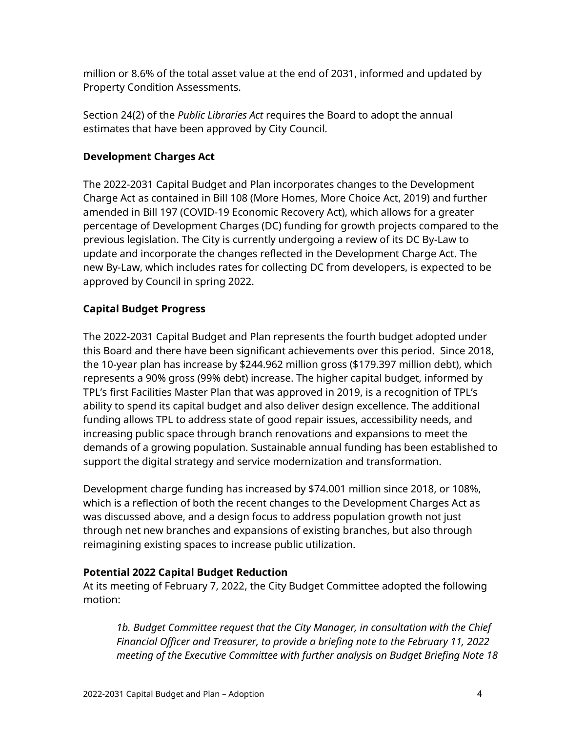million or 8.6% of the total asset value at the end of 2031, informed and updated by Property Condition Assessments.

Section 24(2) of the *Public Libraries Act* requires the Board to adopt the annual estimates that have been approved by City Council.

**Development Charges Act**

The 2022-2031 Capital Budget and Plan incorporates changes to the Development Charge Act as contained in Bill 108 (More Homes, More Choice Act, 2019) and further amended in Bill 197 (COVID-19 Economic Recovery Act), which allows for a greater percentage of Development Charges (DC) funding for growth projects compared to the previous legislation. The City is currently undergoing a review of its DC By-Law to update and incorporate the changes reflected in the Development Charge Act. The new By-Law, which includes rates for collecting DC from developers, is expected to be approved by Council in spring 2022.

**Capital Budget Progress**

The 2022-2031 Capital Budget and Plan represents the fourth budget adopted under this Board and there have been significant achievements over this period. Since 2018, the 10-year plan has increase by $244.962 million gross ($179.397 million debt), which represents a 90% gross (99% debt) increase. The higher capital budget, informed by TPL's first Facilities Master Plan that was approved in 2019, is a recognition of TPL's ability to spend its capital budget and also deliver design excellence. The additional funding allows TPL to address state of good repair issues, accessibility needs, and increasing public space through branch renovations and expansions to meet the demands of a growing population. Sustainable annual funding has been established to support the digital strategy and service modernization and transformation.

Development charge funding has increased by $74.001 million since 2018, or 108%, which is a reflection of both the recent changes to the Development Charges Act as was discussed above, and a design focus to address population growth not just through net new branches and expansions of existing branches, but also through reimagining existing spaces to increase public utilization.

**Potential 2022 Capital Budget Reduction**

At its meeting of February 7, 2022, the City Budget Committee adopted the following motion:

> *1b. Budget Committee request that the City Manager, in consultation with the Chief Financial Officer and Treasurer, to provide a briefing note to the February 11, 2022 meeting of the Executive Committee with further analysis on Budget Briefing Note 18*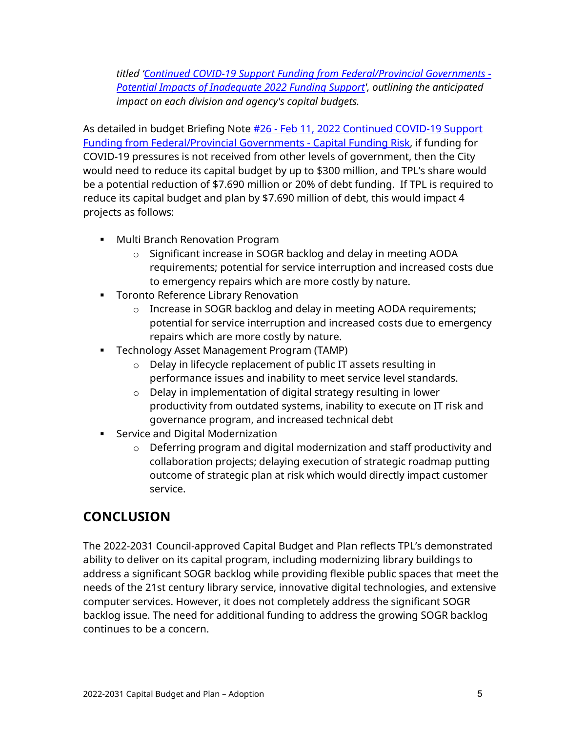*titled '[Continued COVID-19 Support Funding from Federal/Provincial Governments - Potential Impacts of Inadequate 2022 Funding Support](#)', outlining the anticipated impact on each division and agency's capital budgets.*

As detailed in budget Briefing Note [#26 - Feb 11, 2022 Continued COVID-19 Support Funding from Federal/Provincial Governments - Capital Funding Risk](#), if funding for COVID-19 pressures is not received from other levels of government, then the City would need to reduce its capital budget by up to $300 million, and TPL's share would be a potential reduction of $7.690 million or 20% of debt funding. If TPL is required to reduce its capital budget and plan by $7.690 million of debt, this would impact 4 projects as follows:

- Multi Branch Renovation Program
  - Significant increase in SOGR backlog and delay in meeting AODA requirements; potential for service interruption and increased costs due to emergency repairs which are more costly by nature.
- Toronto Reference Library Renovation
  - Increase in SOGR backlog and delay in meeting AODA requirements; potential for service interruption and increased costs due to emergency repairs which are more costly by nature.
- Technology Asset Management Program (TAMP)
  - Delay in lifecycle replacement of public IT assets resulting in performance issues and inability to meet service level standards.
  - Delay in implementation of digital strategy resulting in lower productivity from outdated systems, inability to execute on IT risk and governance program, and increased technical debt
- Service and Digital Modernization
  - Deferring program and digital modernization and staff productivity and collaboration projects; delaying execution of strategic roadmap putting outcome of strategic plan at risk which would directly impact customer service.

## CONCLUSION

The 2022-2031 Council-approved Capital Budget and Plan reflects TPL's demonstrated ability to deliver on its capital program, including modernizing library buildings to address a significant SOGR backlog while providing flexible public spaces that meet the needs of the 21st century library service, innovative digital technologies, and extensive computer services. However, it does not completely address the significant SOGR backlog issue. The need for additional funding to address the growing SOGR backlog continues to be a concern.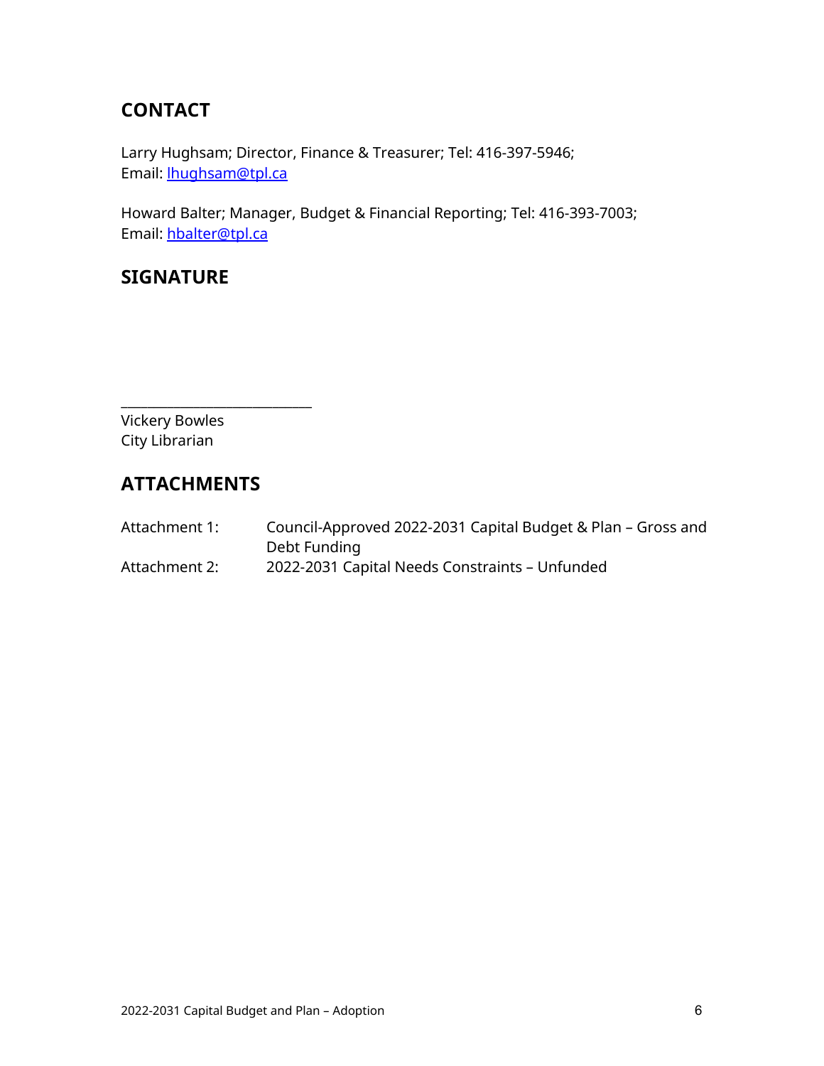## CONTACT

Larry Hughsam; Director, Finance & Treasurer; Tel: 416-397-5946;
Email: lhughsam@tpl.ca

Howard Balter; Manager, Budget & Financial Reporting; Tel: 416-393-7003;
Email: hbalter@tpl.ca

## SIGNATURE

_______________________________
Vickery Bowles
City Librarian

## ATTACHMENTS

Attachment 1: Council-Approved 2022-2031 Capital Budget & Plan – Gross and Debt Funding

Attachment 2: 2022-2031 Capital Needs Constraints – Unfunded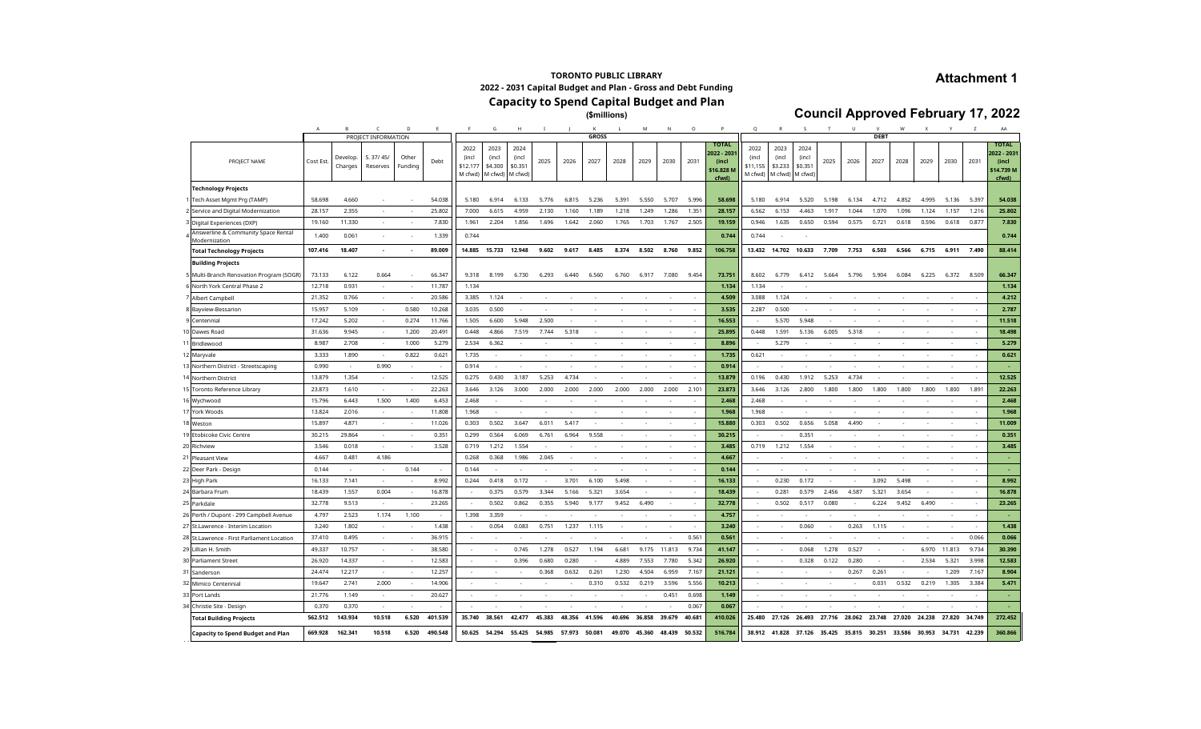# Attachment 1

**TORONTO PUBLIC LIBRARY**

**2022 - 2031 Capital Budget and Plan - Gross and Debt Funding**

## Capacity to Spend Capital Budget and Plan

**($millions)**

## Council Approved February 17, 2022

| | A | B | C | D | E | F | G | H | I | J | K | L | M | N | O | P | Q | R | S | T | U | V | W | X | Y | Z | AA |
|---|---|---|---|---|---|---|---|---|---|---|---|---|---|---|---|---|---|---|---|---|---|---|---|---|---|---|---|
| | PROJECT INFORMATION | | | | | GROSS | | | | | | | | | | | DEBT | | | | | | | | | | |
| PROJECT NAME | Cost Est. | Develop. Charges | S. 37/ 45/ Reserves | Other Funding | Debt | 2022 (incl $12.177 M cfwd) | 2023 (incl $4.300 M cfwd) | 2024 (incl $0.351 M cfwd) | 2025 | 2026 | 2027 | 2028 | 2029 | 2030 | 2031 | TOTAL 2022 - 2031 (incl $16.828 M cfwd) | 2022 (incl $11,155 M cfwd) | 2023 (incl $3.233 M cfwd) | 2024 (incl $0.351 M cfwd) | 2025 | 2026 | 2027 | 2028 | 2029 | 2030 | 2031 | TOTAL 2022 - 2031 (incl $14.739 M cfwd) |
| **Technology Projects** | | | | | | | | | | | | | | | | | | | | | | | | | | | |
| 1 Tech Asset Mgmt Prg (TAMP) | 58.698 | 4.660 | - | - | 54.038 | 5.180 | 6.914 | 6.133 | 5.776 | 6.815 | 5.236 | 5.391 | 5.550 | 5.707 | 5.996 | 58.698 | 5.180 | 6.914 | 5.520 | 5.198 | 6.134 | 4.712 | 4.852 | 4.995 | 5.136 | 5.397 | 54.038 |
| 2 Service and Digital Modernization | 28.157 | 2.355 | - | - | 25.802 | 7.000 | 6.615 | 4.959 | 2.130 | 1.160 | 1.189 | 1.218 | 1.249 | 1.286 | 1.351 | 28.157 | 6.562 | 6.153 | 4.463 | 1.917 | 1.044 | 1.070 | 1.096 | 1.124 | 1.157 | 1.216 | 25.802 |
| 3 Digital Experiences (DXP) | 19.160 | 11.330 | - | - | 7.830 | 1.961 | 2.204 | 1.856 | 1.696 | 1.642 | 2.060 | 1.765 | 1.703 | 1.767 | 2.505 | 19.159 | 0.946 | 1.635 | 0.650 | 0.594 | 0.575 | 0.721 | 0.618 | 0.596 | 0.618 | 0.877 | 7.830 |
| 4 Answerline & Community Space Rental Modernization | 1.400 | 0.061 | - | - | 1.339 | 0.744 | | | | | | | | | | 0.744 | 0.744 | - | - | | | | | | | | 0.744 |
| **Total Technology Projects** | **107.416** | **18.407** | **-** | **-** | **89.009** | **14.885** | **15.733** | **12.948** | **9.602** | **9.617** | **8.485** | **8.374** | **8.502** | **8.760** | **9.852** | **106.758** | **13.432** | **14.702** | **10.633** | **7.709** | **7.753** | **6.503** | **6.566** | **6.715** | **6.911** | **7.490** | **88.414** |
| **Building Projects** | | | | | | | | | | | | | | | | | | | | | | | | | | | |
| 5 Multi-Branch Renovation Program (SOGR) | 73.133 | 6.122 | 0.664 | - | 66.347 | 9.318 | 8.199 | 6.730 | 6.293 | 6.440 | 6.560 | 6.760 | 6.917 | 7.080 | 9.454 | 73.751 | 8.602 | 6.779 | 6.412 | 5.664 | 5.796 | 5.904 | 6.084 | 6.225 | 6.372 | 8.509 | 66.347 |
| 6 North York Central Phase 2 | 12.718 | 0.931 | - | - | 11.787 | 1.134 | | | | | | | | | | 1.134 | 1.134 | - | - | | | | | | | | 1.134 |
| 7 Albert Campbell | 21.352 | 0.766 | - | - | 20.586 | 3.385 | 1.124 | - | - | - | - | - | - | - | - | 4.509 | 3.088 | 1.124 | - | - | - | - | - | - | - | - | 4.212 |
| 8 Bayview-Bessarion | 15.957 | 5.109 | - | 0.580 | 10.268 | 3.035 | 0.500 | - | - | - | - | - | - | - | - | 3.535 | 2.287 | 0.500 | - | - | - | - | - | - | - | - | 2.787 |
| 9 Centennial | 17.242 | 5.202 | - | 0.274 | 11.766 | 1.505 | 6.600 | 5.948 | 2.500 | - | - | - | - | - | - | 16.553 | - | 5.570 | 5.948 | - | - | - | - | - | - | - | 11.518 |
| 10 Dawes Road | 31.636 | 9.945 | - | 1.200 | 20.491 | 0.448 | 4.866 | 7.519 | 7.744 | 5.318 | - | - | - | - | - | 25.895 | 0.448 | 1.591 | 5.136 | 6.005 | 5.318 | - | - | - | - | - | 18.498 |
| 11 Bridlewood | 8.987 | 2.708 | - | 1.000 | 5.279 | 2.534 | 6.362 | - | - | - | - | - | - | - | - | 8.896 | - | 5.279 | - | - | - | - | - | - | - | - | 5.279 |
| 12 Maryvale | 3.333 | 1.890 | - | 0.822 | 0.621 | 1.735 | - | - | - | - | - | - | - | - | - | 1.735 | 0.621 | - | - | - | - | - | - | - | - | - | 0.621 |
| 13 Northern District - Streetscaping | 0.990 | - | 0.990 | - | - | 0.914 | - | - | - | - | - | - | - | - | - | 0.914 | - | - | - | - | - | - | - | - | - | - | - |
| 14 Northern District | 13.879 | 1.354 | - | - | 12.525 | 0.275 | 0.430 | 3.187 | 5.253 | 4.734 | - | - | - | - | - | 13.879 | 0.196 | 0.430 | 1.912 | 5.253 | 4.734 | - | - | - | - | - | 12.525 |
| 15 Toronto Reference Library | 23.873 | 1.610 | - | - | 22.263 | 3.646 | 3.126 | 3.000 | 2.000 | 2.000 | 2.000 | 2.000 | 2.000 | 2.000 | 2.101 | 23.873 | 3.646 | 3.126 | 2.800 | 1.800 | 1.800 | 1.800 | 1.800 | 1.800 | 1.800 | 1.891 | 22.263 |
| 16 Wychwood | 15.796 | 6.443 | 1.500 | 1.400 | 6.453 | 2.468 | - | - | - | - | - | - | - | - | - | 2.468 | 2.468 | - | - | - | - | - | - | - | - | - | 2.468 |
| 17 York Woods | 13.824 | 2.016 | - | - | 11.808 | 1.968 | - | - | - | - | - | - | - | - | - | 1.968 | 1.968 | - | - | - | - | - | - | - | - | - | 1.968 |
| 18 Weston | 15.897 | 4.871 | - | - | 11.026 | 0.303 | 0.502 | 3.647 | 6.011 | 5.417 | - | - | - | - | - | 15.880 | 0.303 | 0.502 | 0.656 | 5.058 | 4.490 | - | - | - | - | - | 11.009 |
| 19 Etobicoke Civic Centre | 30.215 | 29.864 | - | - | 0.351 | 0.299 | 0.564 | 6.069 | 6.761 | 6.964 | 9.558 | - | - | - | - | 30.215 | - | - | 0.351 | - | - | - | - | - | - | - | 0.351 |
| 20 Richview | 3.546 | 0.018 | - | - | 3.528 | 0.719 | 1.212 | 1.554 | - | - | - | - | - | - | - | 3.485 | 0.719 | 1.212 | 1.554 | - | - | - | - | - | - | - | 3.485 |
| 21 Pleasant View | 4.667 | 0.481 | 4.186 | | | 0.268 | 0.368 | 1.986 | 2.045 | - | - | - | - | - | - | 4.667 | - | - | - | - | - | - | - | - | - | - | - |
| 22 Deer Park - Design | 0.144 | - | - | 0.144 | - | 0.144 | - | - | - | - | - | - | - | - | - | 0.144 | - | - | - | - | - | - | - | - | - | - | - |
| 23 High Park | 16.133 | 7.141 | - | - | 8.992 | 0.244 | 0.418 | 0.172 | - | 3.701 | 6.100 | 5.498 | - | - | - | 16.133 | - | 0.230 | 0.172 | - | - | 3.092 | 5.498 | - | - | - | 8.992 |
| 24 Barbara Frum | 18.439 | 1.557 | 0.004 | - | 16.878 | - | 0.375 | 0.579 | 3.344 | 5.166 | 5.321 | 3.654 | - | - | - | 18.439 | - | 0.281 | 0.579 | 2.456 | 4.587 | 5.321 | 3.654 | - | - | - | 16.878 |
| 25 Parkdale | 32.778 | 9.513 | - | - | 23.265 | - | 0.502 | 0.862 | 0.355 | 5.940 | 9.177 | 9.452 | 6.490 | - | - | 32.778 | - | 0.502 | 0.517 | 0.080 | - | 6.224 | 9.452 | 6.490 | - | - | 23.265 |
| 26 Perth / Dupont - 299 Campbell Avenue | 4.797 | 2.523 | 1.174 | 1.100 | - | 1.398 | 3.359 | - | - | - | - | - | - | - | - | 4.757 | - | - | - | - | - | - | - | - | - | - | - |
| 27 St.Lawrence - Interim Location | 3.240 | 1.802 | - | - | 1.438 | - | 0.054 | 0.083 | 0.751 | 1.237 | 1.115 | - | - | - | - | 3.240 | - | - | 0.060 | - | 0.263 | 1.115 | - | - | - | - | 1.438 |
| 28 St.Lawrence - First Parliament Location | 37.410 | 0.495 | - | - | 36.915 | - | - | - | - | - | - | - | - | - | 0.561 | 0.561 | - | - | - | - | - | - | - | - | - | 0.066 | 0.066 |
| 29 Lillian H. Smith | 49.337 | 10.757 | - | - | 38.580 | - | - | 0.745 | 1.278 | 0.527 | 1.194 | 6.681 | 9.175 | 11.813 | 9.734 | 41.147 | - | - | 0.068 | 1.278 | 0.527 | - | - | 6.970 | 11.813 | 9.734 | 30.390 |
| 30 Parliament Street | 26.920 | 14.337 | - | - | 12.583 | - | - | 0.396 | 0.680 | 0.280 | - | 4.889 | 7.553 | 7.780 | 5.342 | 26.920 | - | - | 0.328 | 0.122 | 0.280 | - | - | 2.534 | 5.321 | 3.998 | 12.583 |
| 31 Sanderson | 24.474 | 12.217 | - | - | 12.257 | - | - | - | 0.368 | 0.632 | 0.261 | 1.230 | 4.504 | 6.959 | 7.167 | 21.121 | - | - | - | - | 0.267 | 0.261 | - | - | 1.209 | 7.167 | 8.904 |
| 32 Mimico Centennial | 19.647 | 2.741 | 2.000 | - | 14.906 | - | - | - | - | - | 0.310 | 0.532 | 0.219 | 3.596 | 5.556 | 10.213 | - | - | - | - | - | 0.031 | 0.532 | 0.219 | 1.305 | 3.384 | 5.471 |
| 33 Port Lands | 21.776 | 1.149 | - | - | 20.627 | - | - | - | - | - | - | - | - | 0.451 | 0.698 | 1.149 | - | - | - | - | - | - | - | - | - | - | - |
| 34 Christie Site - Design | 0.370 | 0.370 | - | - | - | - | - | - | - | - | - | - | - | - | 0.067 | 0.067 | - | - | - | - | - | - | - | - | - | - | - |
| **Total Building Projects** | **562.512** | **143.934** | **10.518** | **6.520** | **401.539** | **35.740** | **38.561** | **42.477** | **45.383** | **48.356** | **41.596** | **40.696** | **36.858** | **39.679** | **40.681** | **410.026** | **25.480** | **27.126** | **26.493** | **27.716** | **28.062** | **23.748** | **27.020** | **24.238** | **27.820** | **34.749** | **272.452** |
| **Capacity to Spend Budget and Plan** | **669.928** | **162.341** | **10.518** | **6.520** | **490.548** | **50.625** | **54.294** | **55.425** | **54.985** | **57.973** | **50.081** | **49.070** | **45.360** | **48.439** | **50.532** | **516.784** | **38.912** | **41.828** | **37.126** | **35.425** | **35.815** | **30.251** | **33.586** | **30.953** | **34.731** | **42.239** | **360.866** |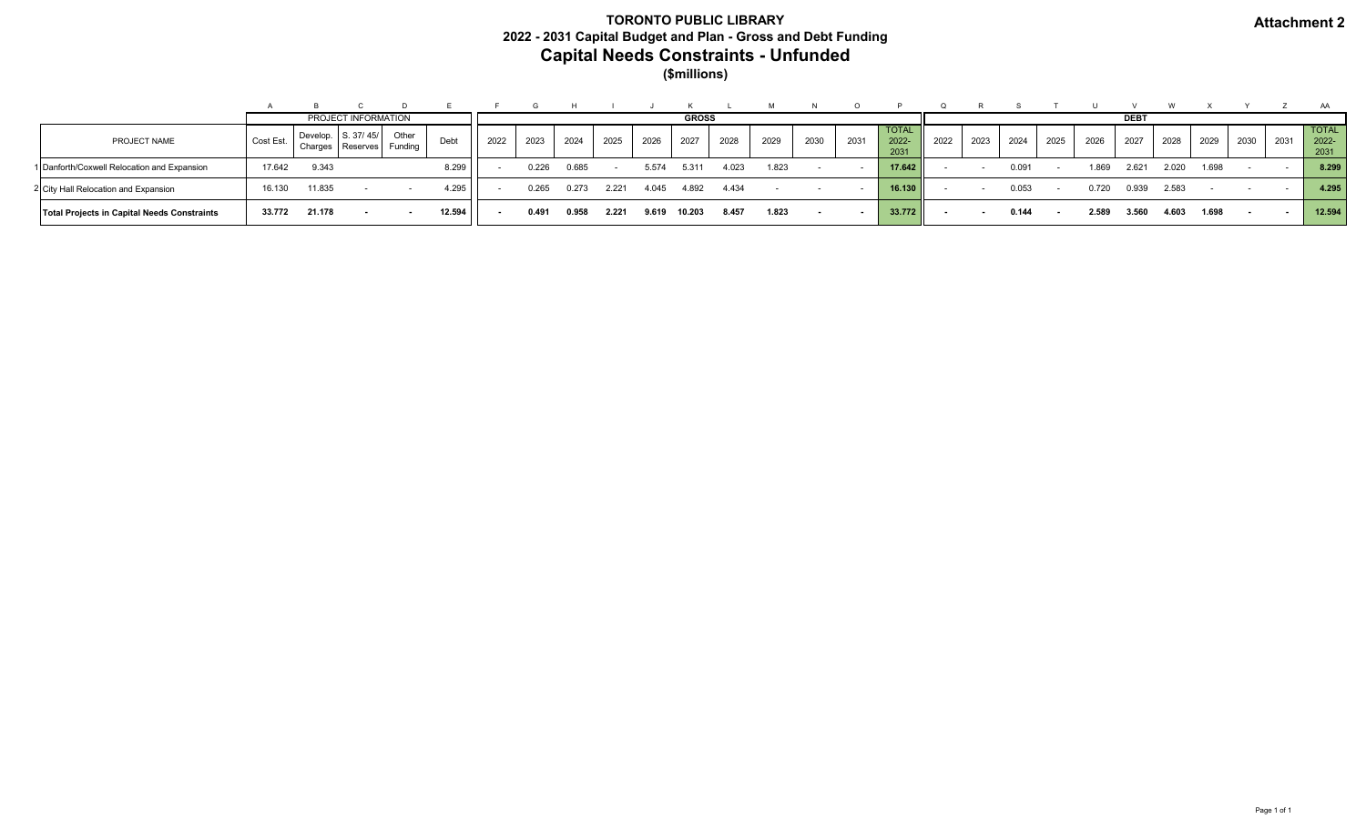**Attachment 2**

# TORONTO PUBLIC LIBRARY

## 2022 - 2031 Capital Budget and Plan - Gross and Debt Funding

## Capital Needs Constraints - Unfunded

**($millions)**

| | | A | B | C | D | E | F | G | H | I | J | K | L | M | N | O | P | Q | R | S | T | U | V | W | X | Y | Z | AA |
|---|---|---|---|---|---|---|---|---|---|---|---|---|---|---|---|---|---|---|---|---|---|---|---|---|---|---|---|---|
| | | PROJECT INFORMATION | | | | | GROSS | | | | | | | | | | | DEBT | | | | | | | | | | |
| | PROJECT NAME | Cost Est. | Develop. Charges | S. 37/ 45/ Reserves | Other Funding | Debt | 2022 | 2023 | 2024 | 2025 | 2026 | 2027 | 2028 | 2029 | 2030 | 2031 | TOTAL 2022-2031 | 2022 | 2023 | 2024 | 2025 | 2026 | 2027 | 2028 | 2029 | 2030 | 2031 | TOTAL 2022-2031 |
| 1 | Danforth/Coxwell Relocation and Expansion | 17.642 | 9.343 | | | 8.299 | - | 0.226 | 0.685 | - | 5.574 | 5.311 | 4.023 | 1.823 | - | - | 17.642 | - | - | 0.091 | - | 1.869 | 2.621 | 2.020 | 1.698 | - | - | 8.299 |
| 2 | City Hall Relocation and Expansion | 16.130 | 11.835 | - | - | 4.295 | - | 0.265 | 0.273 | 2.221 | 4.045 | 4.892 | 4.434 | - | - | - | 16.130 | - | - | 0.053 | - | 0.720 | 0.939 | 2.583 | - | - | - | 4.295 |
| | **Total Projects in Capital Needs Constraints** | **33.772** | **21.178** | **-** | **-** | **12.594** | **-** | **0.491** | **0.958** | **2.221** | **9.619** | **10.203** | **8.457** | **1.823** | **-** | **-** | **33.772** | **-** | **-** | **0.144** | **-** | **2.589** | **3.560** | **4.603** | **1.698** | **-** | **-** | **12.594** |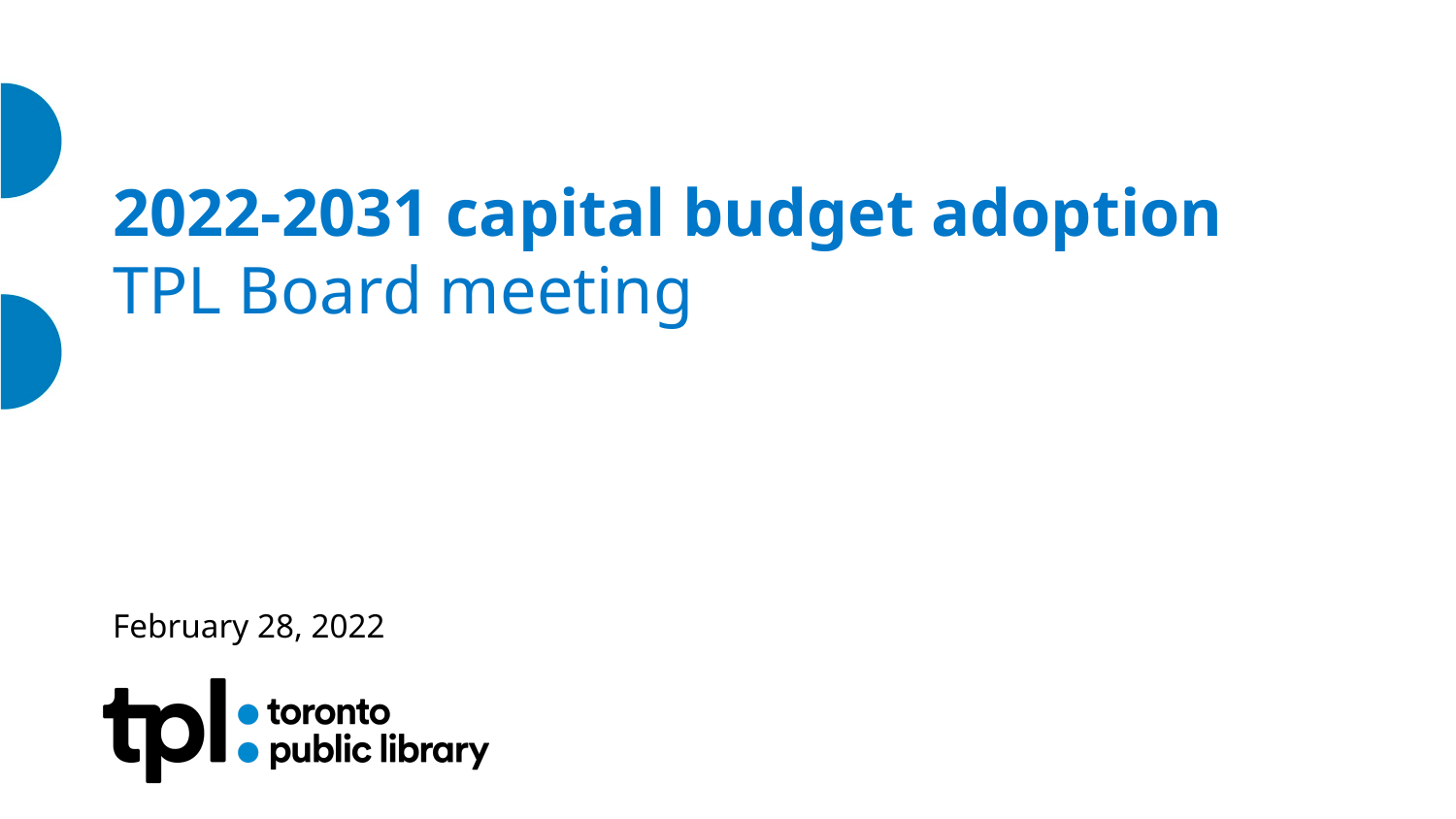# 2022-2031 capital budget adoption

## TPL Board meeting

February 28, 2022

tpl • toronto • public library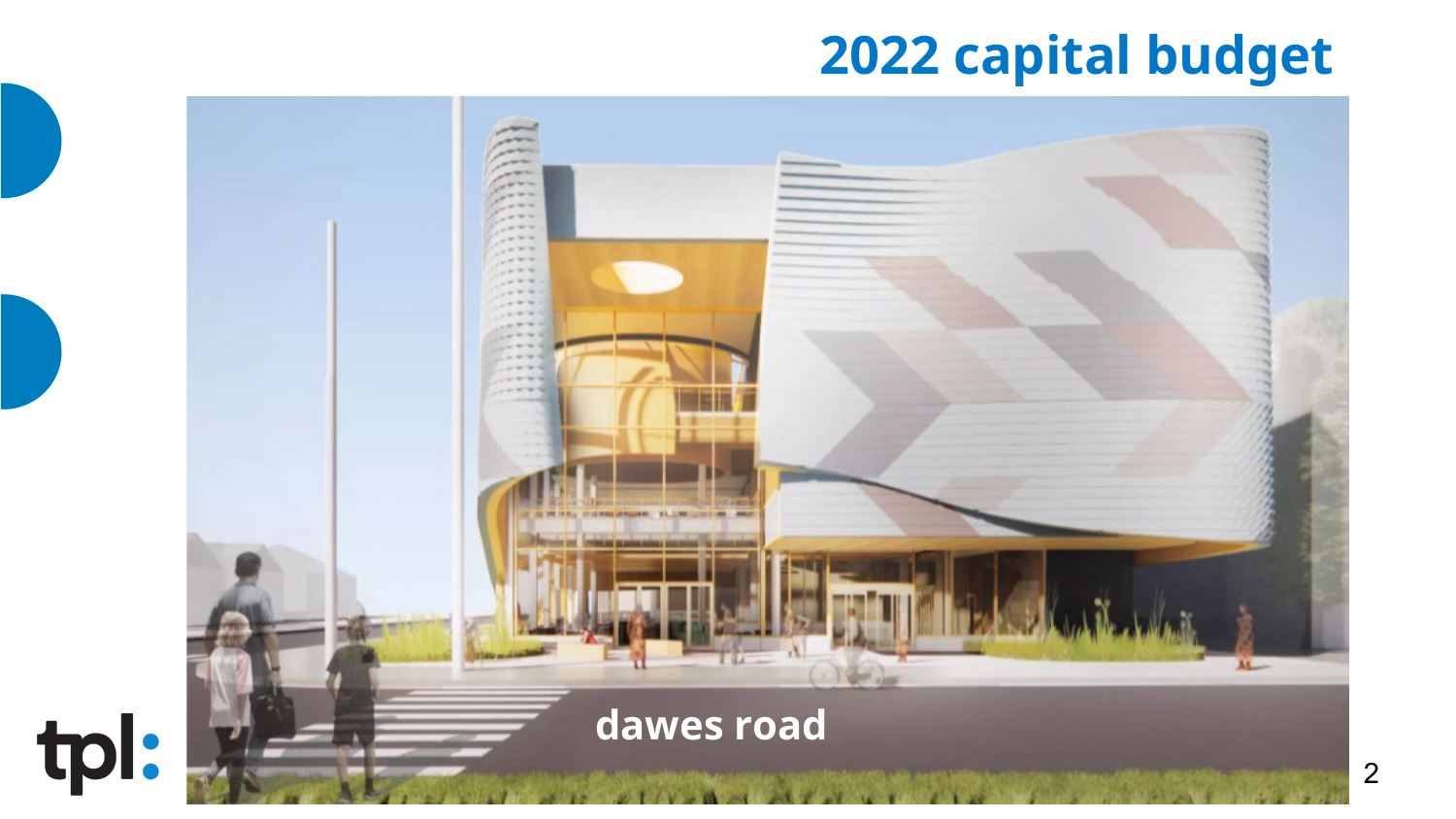# 2022 capital budget

dawes road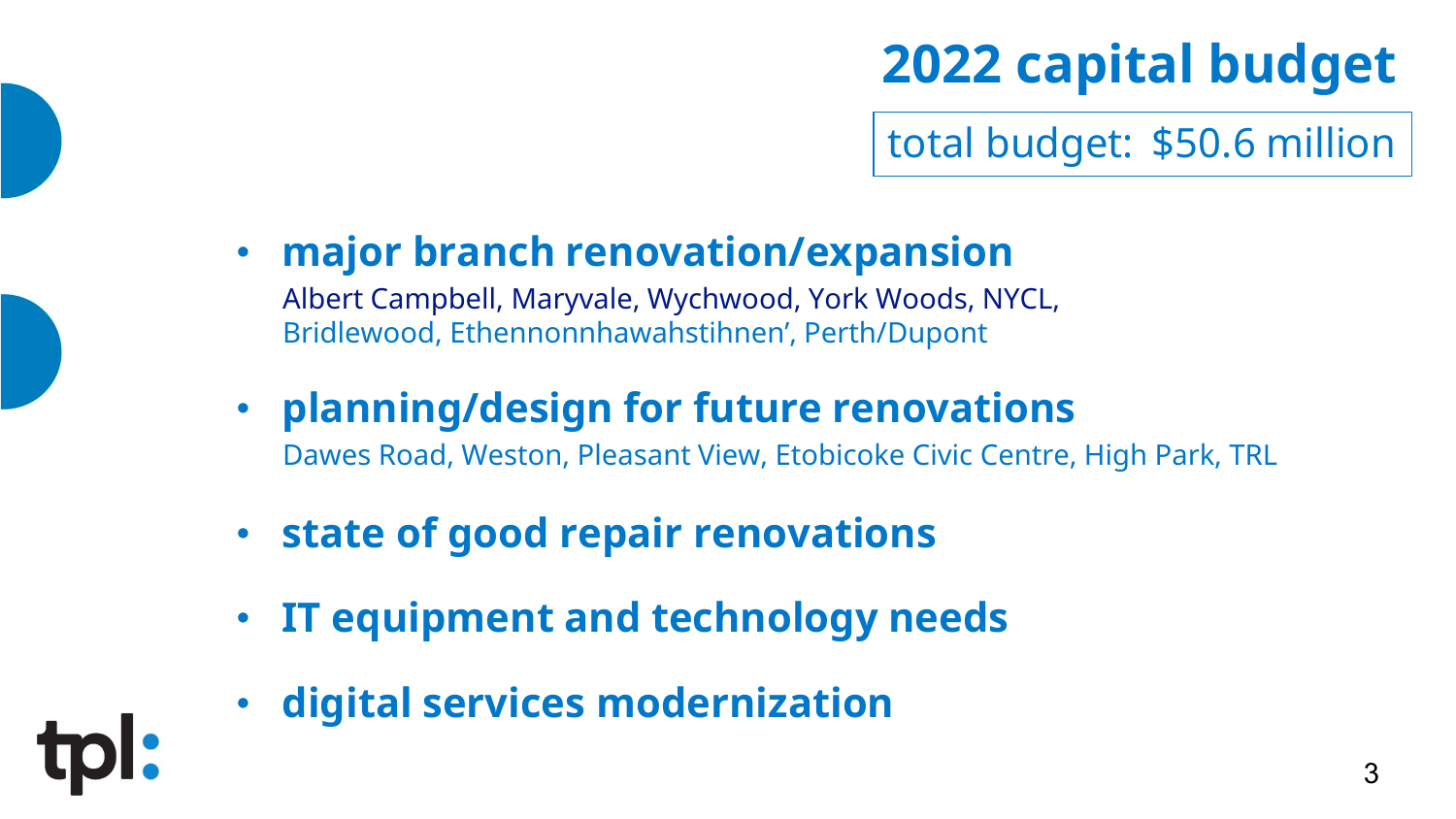# 2022 capital budget

total budget: $50.6 million

- **major branch renovation/expansion**
  Albert Campbell, Maryvale, Wychwood, York Woods, NYCL, Bridlewood, Ethennonnhawahstihnen', Perth/Dupont
- **planning/design for future renovations**
  Dawes Road, Weston, Pleasant View, Etobicoke Civic Centre, High Park, TRL
- **state of good repair renovations**
- **IT equipment and technology needs**
- **digital services modernization**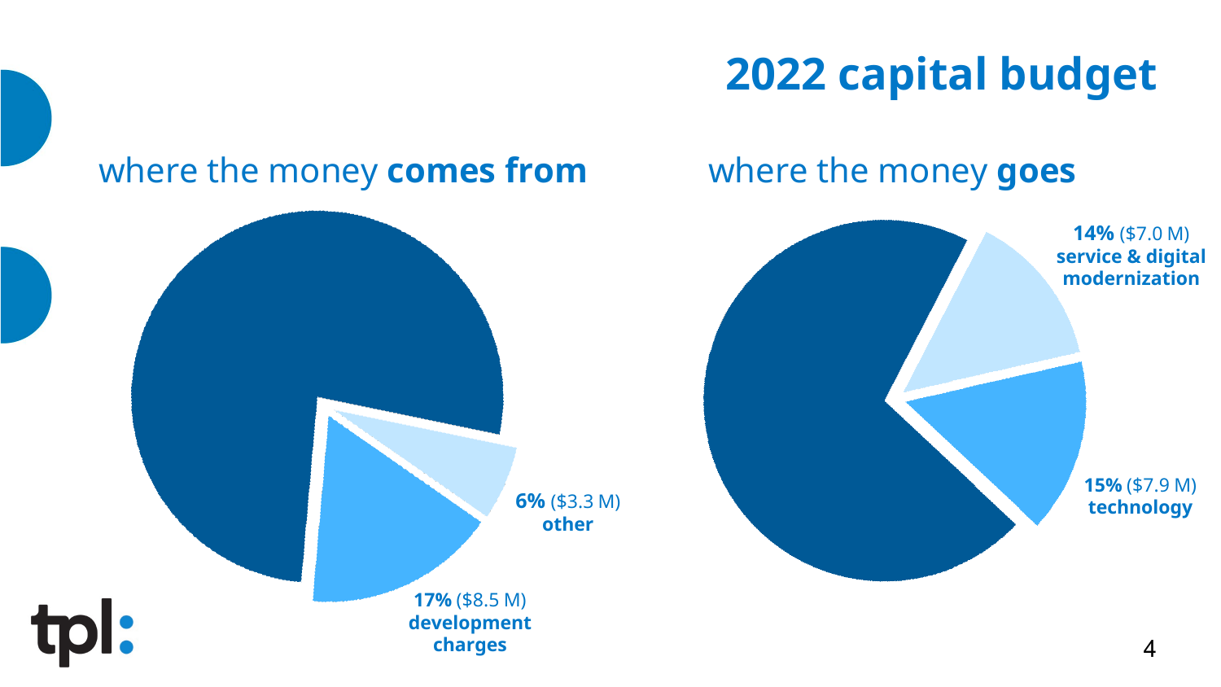# 2022 capital budget

## where the money **comes from**

**6%** ($3.3 M) **other**

**17%** ($8.5 M) **development charges**

## where the money **goes**

**14%** ($7.0 M) **service & digital modernization**

**15%** ($7.9 M) **technology**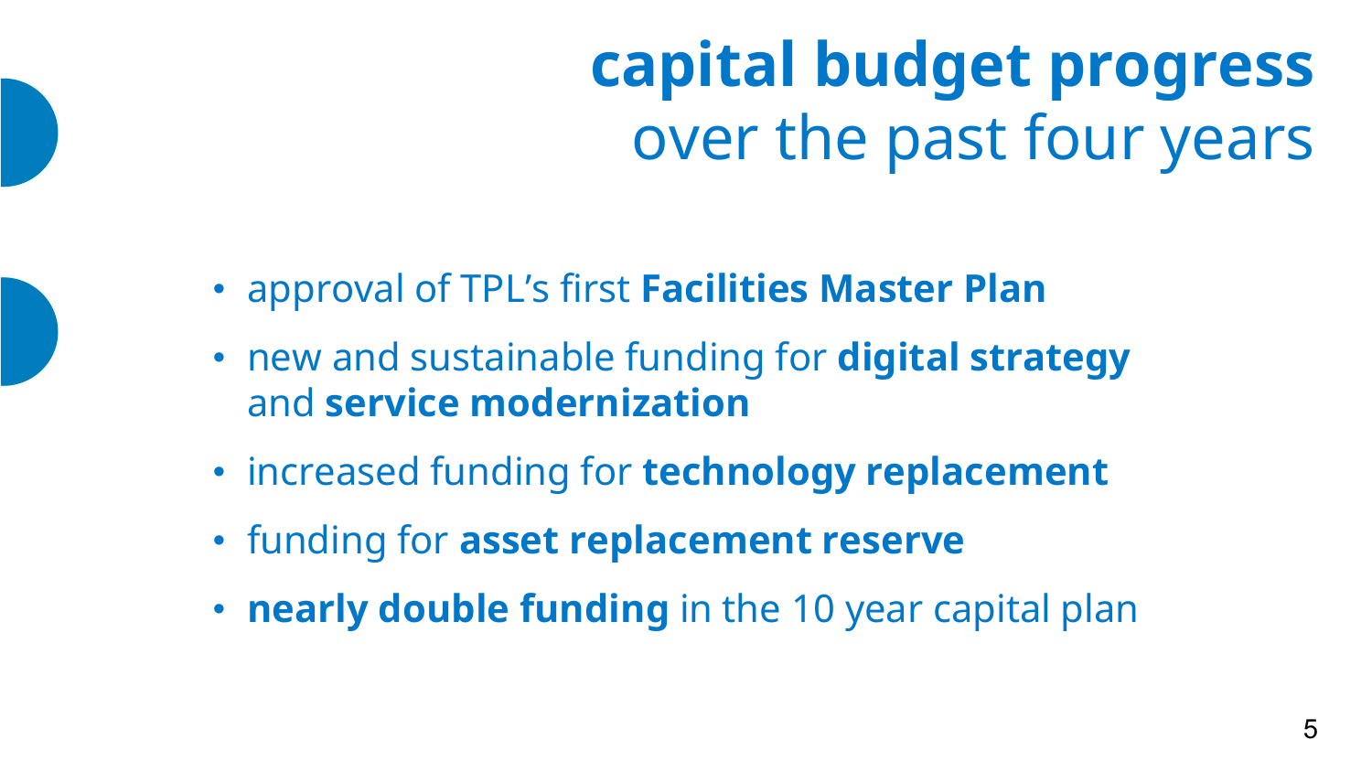# **capital budget progress** over the past four years

- approval of TPL's first **Facilities Master Plan**
- new and sustainable funding for **digital strategy** and **service modernization**
- increased funding for **technology replacement**
- funding for **asset replacement reserve**
- **nearly double funding** in the 10 year capital plan